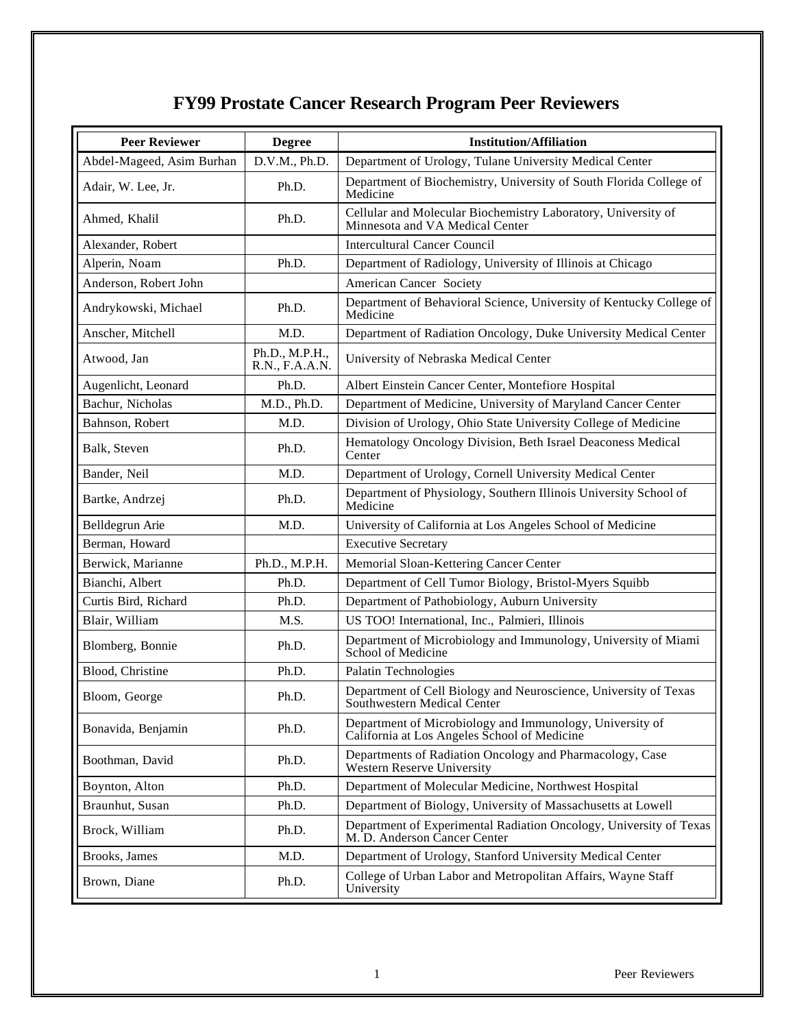# FY99 Prostate Cancer Research Program Peer Reviewers

| Peer Reviewer | Degree | Institution/Affiliation |
|---|---|---|
| Abdel-Mageed, Asim Burhan | D.V.M., Ph.D. | Department of Urology, Tulane University Medical Center |
| Adair, W. Lee, Jr. | Ph.D. | Department of Biochemistry, University of South Florida College of Medicine |
| Ahmed, Khalil | Ph.D. | Cellular and Molecular Biochemistry Laboratory, University of Minnesota and VA Medical Center |
| Alexander, Robert | | Intercultural Cancer Council |
| Alperin, Noam | Ph.D. | Department of Radiology, University of Illinois at Chicago |
| Anderson, Robert John | | American Cancer Society |
| Andrykowski, Michael | Ph.D. | Department of Behavioral Science, University of Kentucky College of Medicine |
| Anscher, Mitchell | M.D. | Department of Radiation Oncology, Duke University Medical Center |
| Atwood, Jan | Ph.D., M.P.H., R.N., F.A.A.N. | University of Nebraska Medical Center |
| Augenlicht, Leonard | Ph.D. | Albert Einstein Cancer Center, Montefiore Hospital |
| Bachur, Nicholas | M.D., Ph.D. | Department of Medicine, University of Maryland Cancer Center |
| Bahnson, Robert | M.D. | Division of Urology, Ohio State University College of Medicine |
| Balk, Steven | Ph.D. | Hematology Oncology Division, Beth Israel Deaconess Medical Center |
| Bander, Neil | M.D. | Department of Urology, Cornell University Medical Center |
| Bartke, Andrzej | Ph.D. | Department of Physiology, Southern Illinois University School of Medicine |
| Belldegrun Arie | M.D. | University of California at Los Angeles School of Medicine |
| Berman, Howard | | Executive Secretary |
| Berwick, Marianne | Ph.D., M.P.H. | Memorial Sloan-Kettering Cancer Center |
| Bianchi, Albert | Ph.D. | Department of Cell Tumor Biology, Bristol-Myers Squibb |
| Curtis Bird, Richard | Ph.D. | Department of Pathobiology, Auburn University |
| Blair, William | M.S. | US TOO! International, Inc., Palmieri, Illinois |
| Blomberg, Bonnie | Ph.D. | Department of Microbiology and Immunology, University of Miami School of Medicine |
| Blood, Christine | Ph.D. | Palatin Technologies |
| Bloom, George | Ph.D. | Department of Cell Biology and Neuroscience, University of Texas Southwestern Medical Center |
| Bonavida, Benjamin | Ph.D. | Department of Microbiology and Immunology, University of California at Los Angeles School of Medicine |
| Boothman, David | Ph.D. | Departments of Radiation Oncology and Pharmacology, Case Western Reserve University |
| Boynton, Alton | Ph.D. | Department of Molecular Medicine, Northwest Hospital |
| Braunhut, Susan | Ph.D. | Department of Biology, University of Massachusetts at Lowell |
| Brock, William | Ph.D. | Department of Experimental Radiation Oncology, University of Texas M. D. Anderson Cancer Center |
| Brooks, James | M.D. | Department of Urology, Stanford University Medical Center |
| Brown, Diane | Ph.D. | College of Urban Labor and Metropolitan Affairs, Wayne Staff University |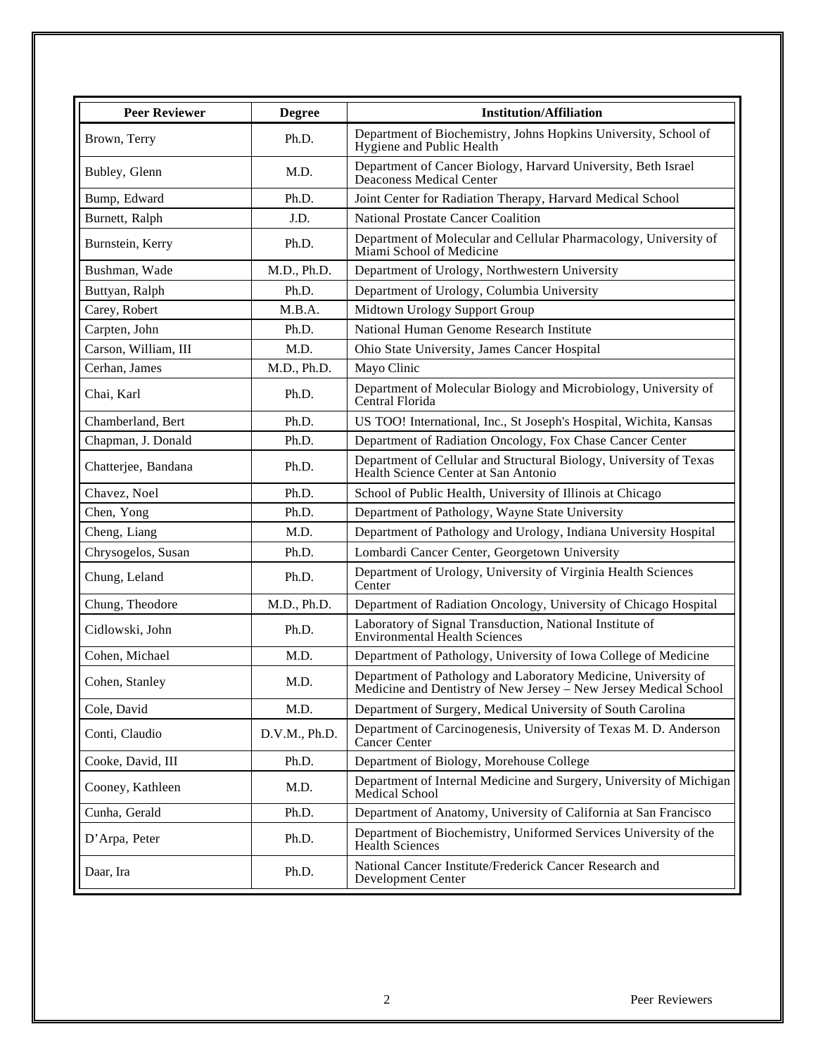| Peer Reviewer | Degree | Institution/Affiliation |
|---|---|---|
| Brown, Terry | Ph.D. | Department of Biochemistry, Johns Hopkins University, School of Hygiene and Public Health |
| Bubley, Glenn | M.D. | Department of Cancer Biology, Harvard University, Beth Israel Deaconess Medical Center |
| Bump, Edward | Ph.D. | Joint Center for Radiation Therapy, Harvard Medical School |
| Burnett, Ralph | J.D. | National Prostate Cancer Coalition |
| Burnstein, Kerry | Ph.D. | Department of Molecular and Cellular Pharmacology, University of Miami School of Medicine |
| Bushman, Wade | M.D., Ph.D. | Department of Urology, Northwestern University |
| Buttyan, Ralph | Ph.D. | Department of Urology, Columbia University |
| Carey, Robert | M.B.A. | Midtown Urology Support Group |
| Carpten, John | Ph.D. | National Human Genome Research Institute |
| Carson, William, III | M.D. | Ohio State University, James Cancer Hospital |
| Cerhan, James | M.D., Ph.D. | Mayo Clinic |
| Chai, Karl | Ph.D. | Department of Molecular Biology and Microbiology, University of Central Florida |
| Chamberland, Bert | Ph.D. | US TOO! International, Inc., St Joseph's Hospital, Wichita, Kansas |
| Chapman, J. Donald | Ph.D. | Department of Radiation Oncology, Fox Chase Cancer Center |
| Chatterjee, Bandana | Ph.D. | Department of Cellular and Structural Biology, University of Texas Health Science Center at San Antonio |
| Chavez, Noel | Ph.D. | School of Public Health, University of Illinois at Chicago |
| Chen, Yong | Ph.D. | Department of Pathology, Wayne State University |
| Cheng, Liang | M.D. | Department of Pathology and Urology, Indiana University Hospital |
| Chrysogelos, Susan | Ph.D. | Lombardi Cancer Center, Georgetown University |
| Chung, Leland | Ph.D. | Department of Urology, University of Virginia Health Sciences Center |
| Chung, Theodore | M.D., Ph.D. | Department of Radiation Oncology, University of Chicago Hospital |
| Cidlowski, John | Ph.D. | Laboratory of Signal Transduction, National Institute of Environmental Health Sciences |
| Cohen, Michael | M.D. | Department of Pathology, University of Iowa College of Medicine |
| Cohen, Stanley | M.D. | Department of Pathology and Laboratory Medicine, University of Medicine and Dentistry of New Jersey – New Jersey Medical School |
| Cole, David | M.D. | Department of Surgery, Medical University of South Carolina |
| Conti, Claudio | D.V.M., Ph.D. | Department of Carcinogenesis, University of Texas M. D. Anderson Cancer Center |
| Cooke, David, III | Ph.D. | Department of Biology, Morehouse College |
| Cooney, Kathleen | M.D. | Department of Internal Medicine and Surgery, University of Michigan Medical School |
| Cunha, Gerald | Ph.D. | Department of Anatomy, University of California at San Francisco |
| D'Arpa, Peter | Ph.D. | Department of Biochemistry, Uniformed Services University of the Health Sciences |
| Daar, Ira | Ph.D. | National Cancer Institute/Frederick Cancer Research and Development Center |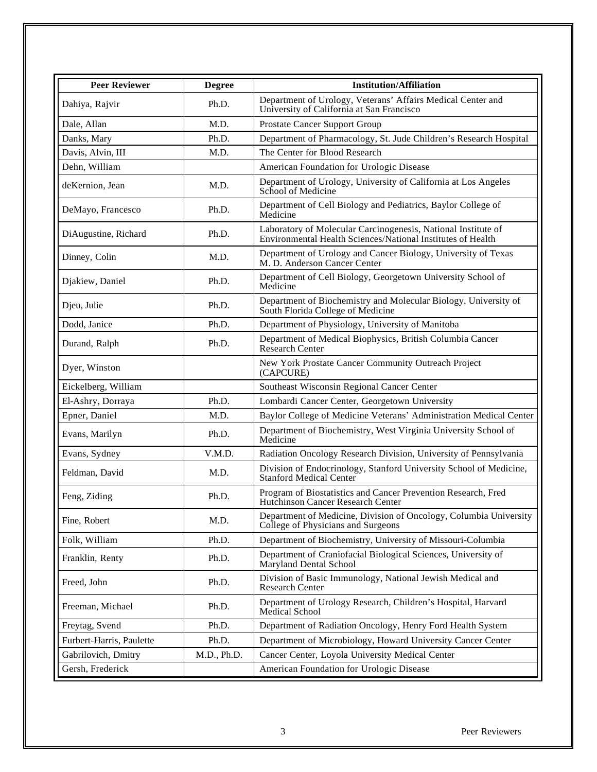| Peer Reviewer | Degree | Institution/Affiliation |
|---|---|---|
| Dahiya, Rajvir | Ph.D. | Department of Urology, Veterans' Affairs Medical Center and University of California at San Francisco |
| Dale, Allan | M.D. | Prostate Cancer Support Group |
| Danks, Mary | Ph.D. | Department of Pharmacology, St. Jude Children's Research Hospital |
| Davis, Alvin, III | M.D. | The Center for Blood Research |
| Dehn, William | | American Foundation for Urologic Disease |
| deKernion, Jean | M.D. | Department of Urology, University of California at Los Angeles School of Medicine |
| DeMayo, Francesco | Ph.D. | Department of Cell Biology and Pediatrics, Baylor College of Medicine |
| DiAugustine, Richard | Ph.D. | Laboratory of Molecular Carcinogenesis, National Institute of Environmental Health Sciences/National Institutes of Health |
| Dinney, Colin | M.D. | Department of Urology and Cancer Biology, University of Texas M. D. Anderson Cancer Center |
| Djakiew, Daniel | Ph.D. | Department of Cell Biology, Georgetown University School of Medicine |
| Djeu, Julie | Ph.D. | Department of Biochemistry and Molecular Biology, University of South Florida College of Medicine |
| Dodd, Janice | Ph.D. | Department of Physiology, University of Manitoba |
| Durand, Ralph | Ph.D. | Department of Medical Biophysics, British Columbia Cancer Research Center |
| Dyer, Winston | | New York Prostate Cancer Community Outreach Project (CAPCURE) |
| Eickelberg, William | | Southeast Wisconsin Regional Cancer Center |
| El-Ashry, Dorraya | Ph.D. | Lombardi Cancer Center, Georgetown University |
| Epner, Daniel | M.D. | Baylor College of Medicine Veterans' Administration Medical Center |
| Evans, Marilyn | Ph.D. | Department of Biochemistry, West Virginia University School of Medicine |
| Evans, Sydney | V.M.D. | Radiation Oncology Research Division, University of Pennsylvania |
| Feldman, David | M.D. | Division of Endocrinology, Stanford University School of Medicine, Stanford Medical Center |
| Feng, Ziding | Ph.D. | Program of Biostatistics and Cancer Prevention Research, Fred Hutchinson Cancer Research Center |
| Fine, Robert | M.D. | Department of Medicine, Division of Oncology, Columbia University College of Physicians and Surgeons |
| Folk, William | Ph.D. | Department of Biochemistry, University of Missouri-Columbia |
| Franklin, Renty | Ph.D. | Department of Craniofacial Biological Sciences, University of Maryland Dental School |
| Freed, John | Ph.D. | Division of Basic Immunology, National Jewish Medical and Research Center |
| Freeman, Michael | Ph.D. | Department of Urology Research, Children's Hospital, Harvard Medical School |
| Freytag, Svend | Ph.D. | Department of Radiation Oncology, Henry Ford Health System |
| Furbert-Harris, Paulette | Ph.D. | Department of Microbiology, Howard University Cancer Center |
| Gabrilovich, Dmitry | M.D., Ph.D. | Cancer Center, Loyola University Medical Center |
| Gersh, Frederick | | American Foundation for Urologic Disease |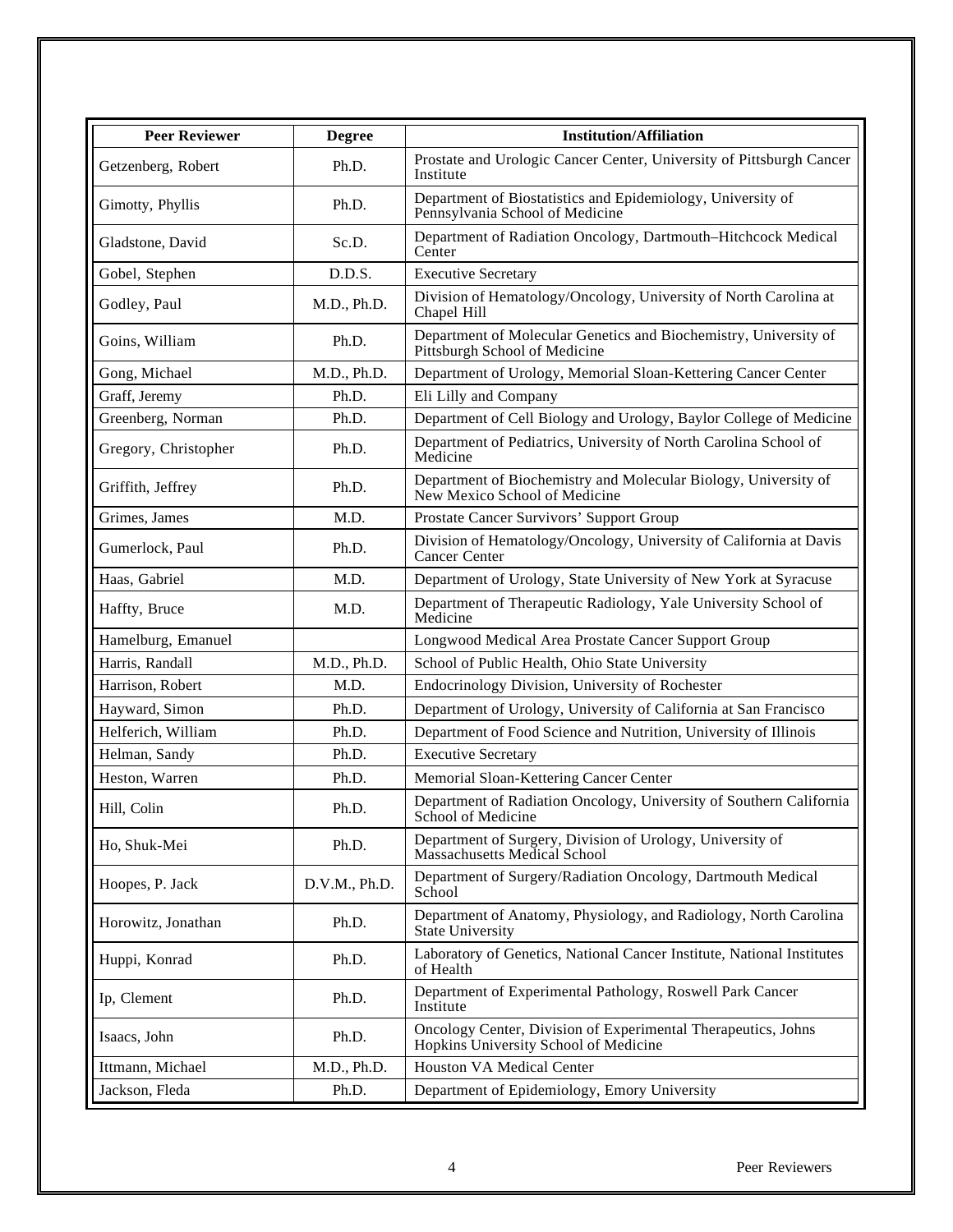| Peer Reviewer | Degree | Institution/Affiliation |
| --- | --- | --- |
| Getzenberg, Robert | Ph.D. | Prostate and Urologic Cancer Center, University of Pittsburgh Cancer Institute |
| Gimotty, Phyllis | Ph.D. | Department of Biostatistics and Epidemiology, University of Pennsylvania School of Medicine |
| Gladstone, David | Sc.D. | Department of Radiation Oncology, Dartmouth–Hitchcock Medical Center |
| Gobel, Stephen | D.D.S. | Executive Secretary |
| Godley, Paul | M.D., Ph.D. | Division of Hematology/Oncology, University of North Carolina at Chapel Hill |
| Goins, William | Ph.D. | Department of Molecular Genetics and Biochemistry, University of Pittsburgh School of Medicine |
| Gong, Michael | M.D., Ph.D. | Department of Urology, Memorial Sloan-Kettering Cancer Center |
| Graff, Jeremy | Ph.D. | Eli Lilly and Company |
| Greenberg, Norman | Ph.D. | Department of Cell Biology and Urology, Baylor College of Medicine |
| Gregory, Christopher | Ph.D. | Department of Pediatrics, University of North Carolina School of Medicine |
| Griffith, Jeffrey | Ph.D. | Department of Biochemistry and Molecular Biology, University of New Mexico School of Medicine |
| Grimes, James | M.D. | Prostate Cancer Survivors' Support Group |
| Gumerlock, Paul | Ph.D. | Division of Hematology/Oncology, University of California at Davis Cancer Center |
| Haas, Gabriel | M.D. | Department of Urology, State University of New York at Syracuse |
| Haffty, Bruce | M.D. | Department of Therapeutic Radiology, Yale University School of Medicine |
| Hamelburg, Emanuel | | Longwood Medical Area Prostate Cancer Support Group |
| Harris, Randall | M.D., Ph.D. | School of Public Health, Ohio State University |
| Harrison, Robert | M.D. | Endocrinology Division, University of Rochester |
| Hayward, Simon | Ph.D. | Department of Urology, University of California at San Francisco |
| Helferich, William | Ph.D. | Department of Food Science and Nutrition, University of Illinois |
| Helman, Sandy | Ph.D. | Executive Secretary |
| Heston, Warren | Ph.D. | Memorial Sloan-Kettering Cancer Center |
| Hill, Colin | Ph.D. | Department of Radiation Oncology, University of Southern California School of Medicine |
| Ho, Shuk-Mei | Ph.D. | Department of Surgery, Division of Urology, University of Massachusetts Medical School |
| Hoopes, P. Jack | D.V.M., Ph.D. | Department of Surgery/Radiation Oncology, Dartmouth Medical School |
| Horowitz, Jonathan | Ph.D. | Department of Anatomy, Physiology, and Radiology, North Carolina State University |
| Huppi, Konrad | Ph.D. | Laboratory of Genetics, National Cancer Institute, National Institutes of Health |
| Ip, Clement | Ph.D. | Department of Experimental Pathology, Roswell Park Cancer Institute |
| Isaacs, John | Ph.D. | Oncology Center, Division of Experimental Therapeutics, Johns Hopkins University School of Medicine |
| Ittmann, Michael | M.D., Ph.D. | Houston VA Medical Center |
| Jackson, Fleda | Ph.D. | Department of Epidemiology, Emory University |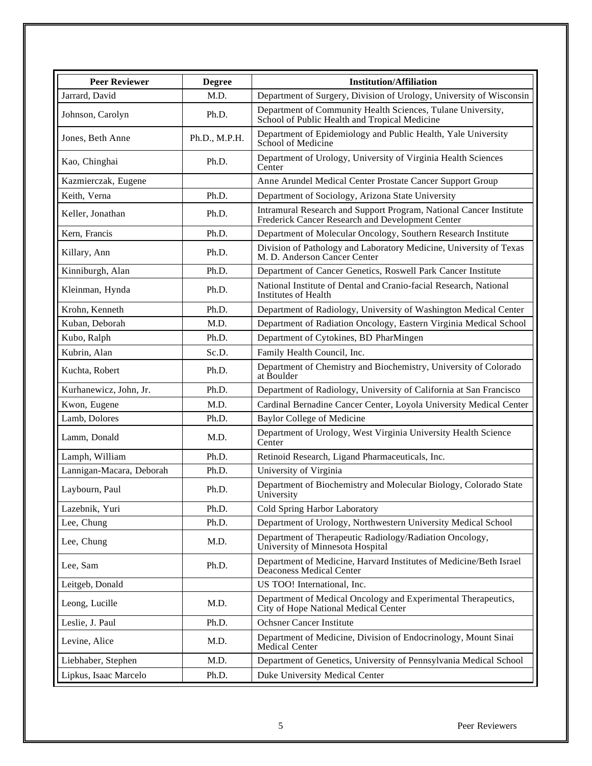| Peer Reviewer | Degree | Institution/Affiliation |
| --- | --- | --- |
| Jarrard, David | M.D. | Department of Surgery, Division of Urology, University of Wisconsin |
| Johnson, Carolyn | Ph.D. | Department of Community Health Sciences, Tulane University, School of Public Health and Tropical Medicine |
| Jones, Beth Anne | Ph.D., M.P.H. | Department of Epidemiology and Public Health, Yale University School of Medicine |
| Kao, Chinghai | Ph.D. | Department of Urology, University of Virginia Health Sciences Center |
| Kazmierczak, Eugene | | Anne Arundel Medical Center Prostate Cancer Support Group |
| Keith, Verna | Ph.D. | Department of Sociology, Arizona State University |
| Keller, Jonathan | Ph.D. | Intramural Research and Support Program, National Cancer Institute Frederick Cancer Research and Development Center |
| Kern, Francis | Ph.D. | Department of Molecular Oncology, Southern Research Institute |
| Killary, Ann | Ph.D. | Division of Pathology and Laboratory Medicine, University of Texas M. D. Anderson Cancer Center |
| Kinniburgh, Alan | Ph.D. | Department of Cancer Genetics, Roswell Park Cancer Institute |
| Kleinman, Hynda | Ph.D. | National Institute of Dental and Cranio-facial Research, National Institutes of Health |
| Krohn, Kenneth | Ph.D. | Department of Radiology, University of Washington Medical Center |
| Kuban, Deborah | M.D. | Department of Radiation Oncology, Eastern Virginia Medical School |
| Kubo, Ralph | Ph.D. | Department of Cytokines, BD PharMingen |
| Kubrin, Alan | Sc.D. | Family Health Council, Inc. |
| Kuchta, Robert | Ph.D. | Department of Chemistry and Biochemistry, University of Colorado at Boulder |
| Kurhanewicz, John, Jr. | Ph.D. | Department of Radiology, University of California at San Francisco |
| Kwon, Eugene | M.D. | Cardinal Bernadine Cancer Center, Loyola University Medical Center |
| Lamb, Dolores | Ph.D. | Baylor College of Medicine |
| Lamm, Donald | M.D. | Department of Urology, West Virginia University Health Science Center |
| Lamph, William | Ph.D. | Retinoid Research, Ligand Pharmaceuticals, Inc. |
| Lannigan-Macara, Deborah | Ph.D. | University of Virginia |
| Laybourn, Paul | Ph.D. | Department of Biochemistry and Molecular Biology, Colorado State University |
| Lazebnik, Yuri | Ph.D. | Cold Spring Harbor Laboratory |
| Lee, Chung | Ph.D. | Department of Urology, Northwestern University Medical School |
| Lee, Chung | M.D. | Department of Therapeutic Radiology/Radiation Oncology, University of Minnesota Hospital |
| Lee, Sam | Ph.D. | Department of Medicine, Harvard Institutes of Medicine/Beth Israel Deaconess Medical Center |
| Leitgeb, Donald | | US TOO! International, Inc. |
| Leong, Lucille | M.D. | Department of Medical Oncology and Experimental Therapeutics, City of Hope National Medical Center |
| Leslie, J. Paul | Ph.D. | Ochsner Cancer Institute |
| Levine, Alice | M.D. | Department of Medicine, Division of Endocrinology, Mount Sinai Medical Center |
| Liebhaber, Stephen | M.D. | Department of Genetics, University of Pennsylvania Medical School |
| Lipkus, Isaac Marcelo | Ph.D. | Duke University Medical Center |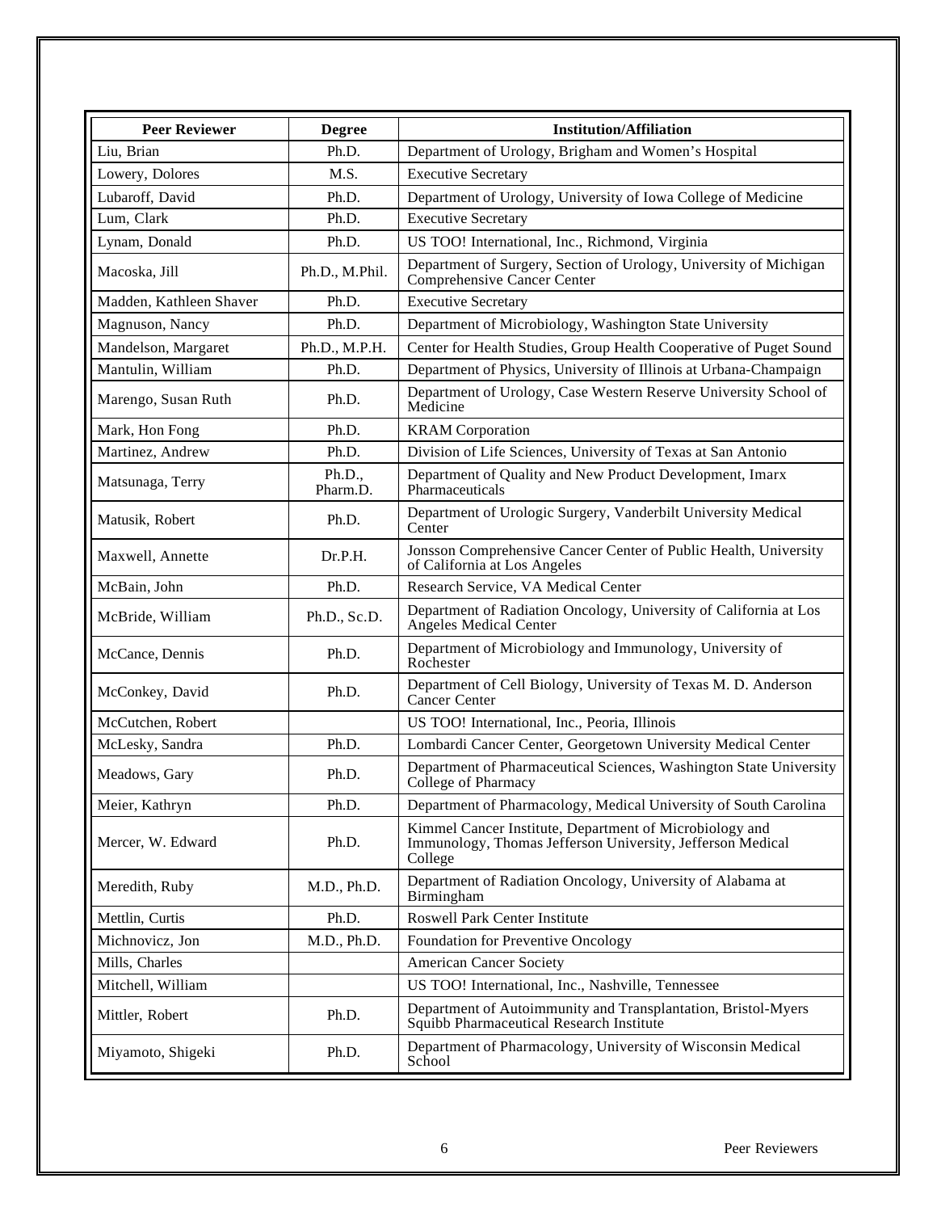| Peer Reviewer | Degree | Institution/Affiliation |
|---|---|---|
| Liu, Brian | Ph.D. | Department of Urology, Brigham and Women's Hospital |
| Lowery, Dolores | M.S. | Executive Secretary |
| Lubaroff, David | Ph.D. | Department of Urology, University of Iowa College of Medicine |
| Lum, Clark | Ph.D. | Executive Secretary |
| Lynam, Donald | Ph.D. | US TOO! International, Inc., Richmond, Virginia |
| Macoska, Jill | Ph.D., M.Phil. | Department of Surgery, Section of Urology, University of Michigan Comprehensive Cancer Center |
| Madden, Kathleen Shaver | Ph.D. | Executive Secretary |
| Magnuson, Nancy | Ph.D. | Department of Microbiology, Washington State University |
| Mandelson, Margaret | Ph.D., M.P.H. | Center for Health Studies, Group Health Cooperative of Puget Sound |
| Mantulin, William | Ph.D. | Department of Physics, University of Illinois at Urbana-Champaign |
| Marengo, Susan Ruth | Ph.D. | Department of Urology, Case Western Reserve University School of Medicine |
| Mark, Hon Fong | Ph.D. | KRAM Corporation |
| Martinez, Andrew | Ph.D. | Division of Life Sciences, University of Texas at San Antonio |
| Matsunaga, Terry | Ph.D., Pharm.D. | Department of Quality and New Product Development, Imarx Pharmaceuticals |
| Matusik, Robert | Ph.D. | Department of Urologic Surgery, Vanderbilt University Medical Center |
| Maxwell, Annette | Dr.P.H. | Jonsson Comprehensive Cancer Center of Public Health, University of California at Los Angeles |
| McBain, John | Ph.D. | Research Service, VA Medical Center |
| McBride, William | Ph.D., Sc.D. | Department of Radiation Oncology, University of California at Los Angeles Medical Center |
| McCance, Dennis | Ph.D. | Department of Microbiology and Immunology, University of Rochester |
| McConkey, David | Ph.D. | Department of Cell Biology, University of Texas M. D. Anderson Cancer Center |
| McCutchen, Robert | | US TOO! International, Inc., Peoria, Illinois |
| McLesky, Sandra | Ph.D. | Lombardi Cancer Center, Georgetown University Medical Center |
| Meadows, Gary | Ph.D. | Department of Pharmaceutical Sciences, Washington State University College of Pharmacy |
| Meier, Kathryn | Ph.D. | Department of Pharmacology, Medical University of South Carolina |
| Mercer, W. Edward | Ph.D. | Kimmel Cancer Institute, Department of Microbiology and Immunology, Thomas Jefferson University, Jefferson Medical College |
| Meredith, Ruby | M.D., Ph.D. | Department of Radiation Oncology, University of Alabama at Birmingham |
| Mettlin, Curtis | Ph.D. | Roswell Park Center Institute |
| Michnovicz, Jon | M.D., Ph.D. | Foundation for Preventive Oncology |
| Mills, Charles | | American Cancer Society |
| Mitchell, William | | US TOO! International, Inc., Nashville, Tennessee |
| Mittler, Robert | Ph.D. | Department of Autoimmunity and Transplantation, Bristol-Myers Squibb Pharmaceutical Research Institute |
| Miyamoto, Shigeki | Ph.D. | Department of Pharmacology, University of Wisconsin Medical School |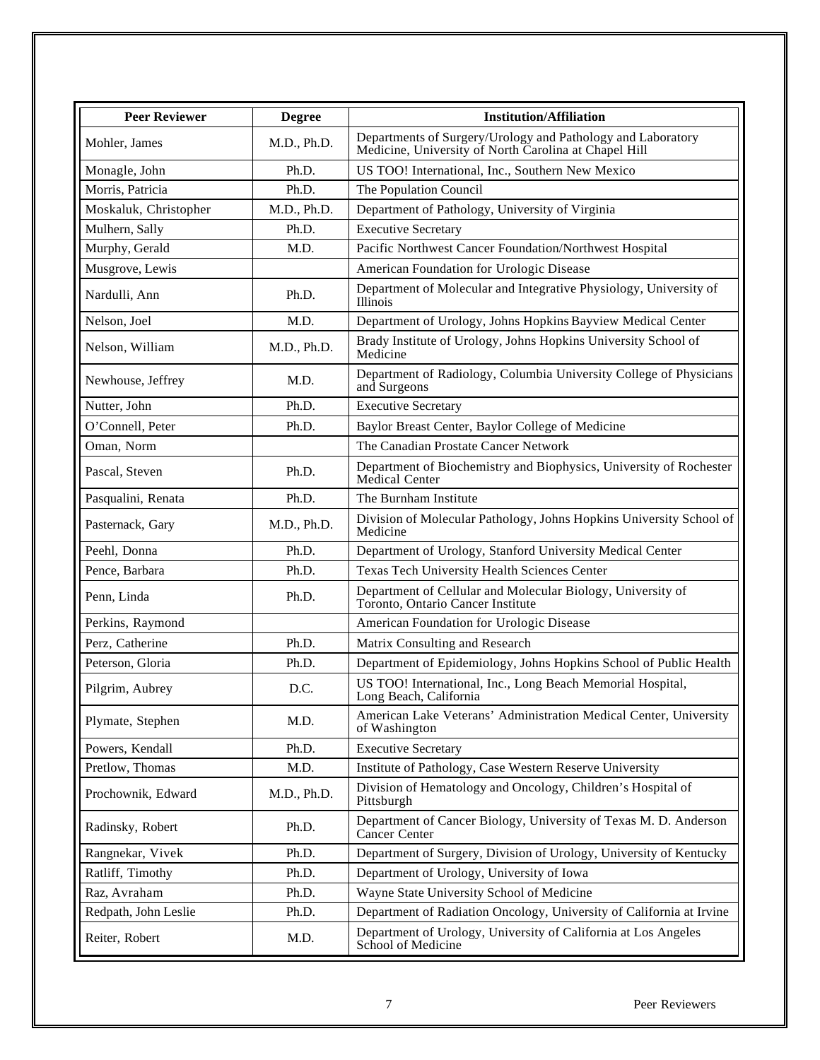| Peer Reviewer | Degree | Institution/Affiliation |
|---|---|---|
| Mohler, James | M.D., Ph.D. | Departments of Surgery/Urology and Pathology and Laboratory Medicine, University of North Carolina at Chapel Hill |
| Monagle, John | Ph.D. | US TOO! International, Inc., Southern New Mexico |
| Morris, Patricia | Ph.D. | The Population Council |
| Moskaluk, Christopher | M.D., Ph.D. | Department of Pathology, University of Virginia |
| Mulhern, Sally | Ph.D. | Executive Secretary |
| Murphy, Gerald | M.D. | Pacific Northwest Cancer Foundation/Northwest Hospital |
| Musgrove, Lewis | | American Foundation for Urologic Disease |
| Nardulli, Ann | Ph.D. | Department of Molecular and Integrative Physiology, University of Illinois |
| Nelson, Joel | M.D. | Department of Urology, Johns Hopkins Bayview Medical Center |
| Nelson, William | M.D., Ph.D. | Brady Institute of Urology, Johns Hopkins University School of Medicine |
| Newhouse, Jeffrey | M.D. | Department of Radiology, Columbia University College of Physicians and Surgeons |
| Nutter, John | Ph.D. | Executive Secretary |
| O'Connell, Peter | Ph.D. | Baylor Breast Center, Baylor College of Medicine |
| Oman, Norm | | The Canadian Prostate Cancer Network |
| Pascal, Steven | Ph.D. | Department of Biochemistry and Biophysics, University of Rochester Medical Center |
| Pasqualini, Renata | Ph.D. | The Burnham Institute |
| Pasternack, Gary | M.D., Ph.D. | Division of Molecular Pathology, Johns Hopkins University School of Medicine |
| Peehl, Donna | Ph.D. | Department of Urology, Stanford University Medical Center |
| Pence, Barbara | Ph.D. | Texas Tech University Health Sciences Center |
| Penn, Linda | Ph.D. | Department of Cellular and Molecular Biology, University of Toronto, Ontario Cancer Institute |
| Perkins, Raymond | | American Foundation for Urologic Disease |
| Perz, Catherine | Ph.D. | Matrix Consulting and Research |
| Peterson, Gloria | Ph.D. | Department of Epidemiology, Johns Hopkins School of Public Health |
| Pilgrim, Aubrey | D.C. | US TOO! International, Inc., Long Beach Memorial Hospital, Long Beach, California |
| Plymate, Stephen | M.D. | American Lake Veterans' Administration Medical Center, University of Washington |
| Powers, Kendall | Ph.D. | Executive Secretary |
| Pretlow, Thomas | M.D. | Institute of Pathology, Case Western Reserve University |
| Prochownik, Edward | M.D., Ph.D. | Division of Hematology and Oncology, Children's Hospital of Pittsburgh |
| Radinsky, Robert | Ph.D. | Department of Cancer Biology, University of Texas M. D. Anderson Cancer Center |
| Rangnekar, Vivek | Ph.D. | Department of Surgery, Division of Urology, University of Kentucky |
| Ratliff, Timothy | Ph.D. | Department of Urology, University of Iowa |
| Raz, Avraham | Ph.D. | Wayne State University School of Medicine |
| Redpath, John Leslie | Ph.D. | Department of Radiation Oncology, University of California at Irvine |
| Reiter, Robert | M.D. | Department of Urology, University of California at Los Angeles School of Medicine |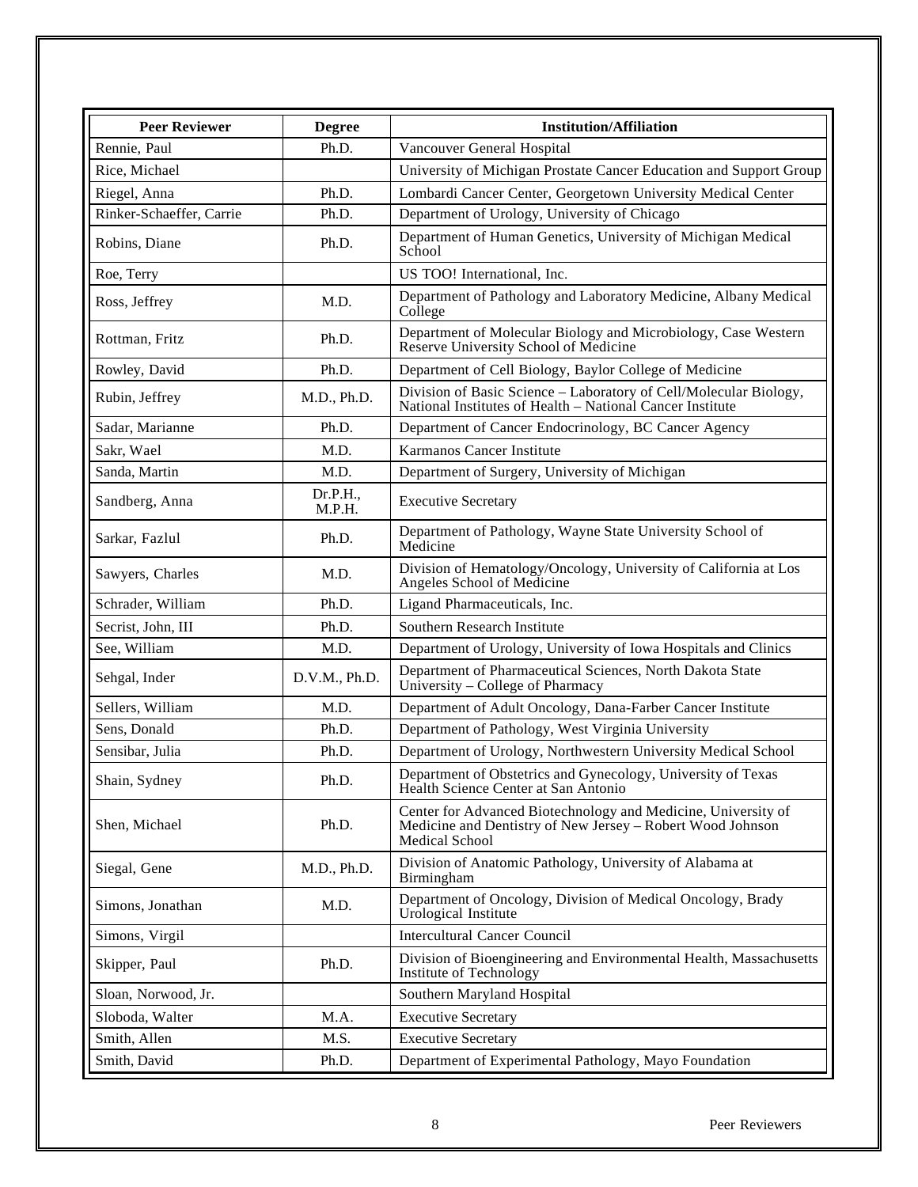| Peer Reviewer | Degree | Institution/Affiliation |
|---|---|---|
| Rennie, Paul | Ph.D. | Vancouver General Hospital |
| Rice, Michael | | University of Michigan Prostate Cancer Education and Support Group |
| Riegel, Anna | Ph.D. | Lombardi Cancer Center, Georgetown University Medical Center |
| Rinker-Schaeffer, Carrie | Ph.D. | Department of Urology, University of Chicago |
| Robins, Diane | Ph.D. | Department of Human Genetics, University of Michigan Medical School |
| Roe, Terry | | US TOO! International, Inc. |
| Ross, Jeffrey | M.D. | Department of Pathology and Laboratory Medicine, Albany Medical College |
| Rottman, Fritz | Ph.D. | Department of Molecular Biology and Microbiology, Case Western Reserve University School of Medicine |
| Rowley, David | Ph.D. | Department of Cell Biology, Baylor College of Medicine |
| Rubin, Jeffrey | M.D., Ph.D. | Division of Basic Science – Laboratory of Cell/Molecular Biology, National Institutes of Health – National Cancer Institute |
| Sadar, Marianne | Ph.D. | Department of Cancer Endocrinology, BC Cancer Agency |
| Sakr, Wael | M.D. | Karmanos Cancer Institute |
| Sanda, Martin | M.D. | Department of Surgery, University of Michigan |
| Sandberg, Anna | Dr.P.H., M.P.H. | Executive Secretary |
| Sarkar, Fazlul | Ph.D. | Department of Pathology, Wayne State University School of Medicine |
| Sawyers, Charles | M.D. | Division of Hematology/Oncology, University of California at Los Angeles School of Medicine |
| Schrader, William | Ph.D. | Ligand Pharmaceuticals, Inc. |
| Secrist, John, III | Ph.D. | Southern Research Institute |
| See, William | M.D. | Department of Urology, University of Iowa Hospitals and Clinics |
| Sehgal, Inder | D.V.M., Ph.D. | Department of Pharmaceutical Sciences, North Dakota State University – College of Pharmacy |
| Sellers, William | M.D. | Department of Adult Oncology, Dana-Farber Cancer Institute |
| Sens, Donald | Ph.D. | Department of Pathology, West Virginia University |
| Sensibar, Julia | Ph.D. | Department of Urology, Northwestern University Medical School |
| Shain, Sydney | Ph.D. | Department of Obstetrics and Gynecology, University of Texas Health Science Center at San Antonio |
| Shen, Michael | Ph.D. | Center for Advanced Biotechnology and Medicine, University of Medicine and Dentistry of New Jersey – Robert Wood Johnson Medical School |
| Siegal, Gene | M.D., Ph.D. | Division of Anatomic Pathology, University of Alabama at Birmingham |
| Simons, Jonathan | M.D. | Department of Oncology, Division of Medical Oncology, Brady Urological Institute |
| Simons, Virgil | | Intercultural Cancer Council |
| Skipper, Paul | Ph.D. | Division of Bioengineering and Environmental Health, Massachusetts Institute of Technology |
| Sloan, Norwood, Jr. | | Southern Maryland Hospital |
| Sloboda, Walter | M.A. | Executive Secretary |
| Smith, Allen | M.S. | Executive Secretary |
| Smith, David | Ph.D. | Department of Experimental Pathology, Mayo Foundation |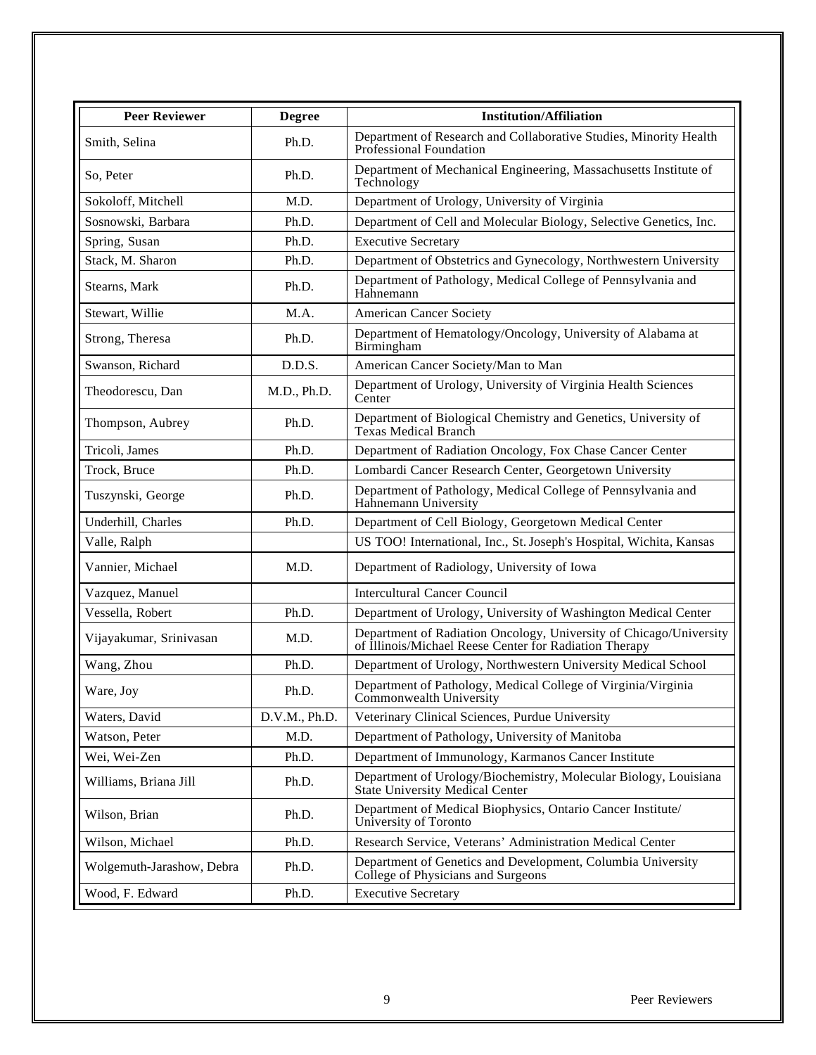| Peer Reviewer | Degree | Institution/Affiliation |
|---|---|---|
| Smith, Selina | Ph.D. | Department of Research and Collaborative Studies, Minority Health Professional Foundation |
| So, Peter | Ph.D. | Department of Mechanical Engineering, Massachusetts Institute of Technology |
| Sokoloff, Mitchell | M.D. | Department of Urology, University of Virginia |
| Sosnowski, Barbara | Ph.D. | Department of Cell and Molecular Biology, Selective Genetics, Inc. |
| Spring, Susan | Ph.D. | Executive Secretary |
| Stack, M. Sharon | Ph.D. | Department of Obstetrics and Gynecology, Northwestern University |
| Stearns, Mark | Ph.D. | Department of Pathology, Medical College of Pennsylvania and Hahnemann |
| Stewart, Willie | M.A. | American Cancer Society |
| Strong, Theresa | Ph.D. | Department of Hematology/Oncology, University of Alabama at Birmingham |
| Swanson, Richard | D.D.S. | American Cancer Society/Man to Man |
| Theodorescu, Dan | M.D., Ph.D. | Department of Urology, University of Virginia Health Sciences Center |
| Thompson, Aubrey | Ph.D. | Department of Biological Chemistry and Genetics, University of Texas Medical Branch |
| Tricoli, James | Ph.D. | Department of Radiation Oncology, Fox Chase Cancer Center |
| Trock, Bruce | Ph.D. | Lombardi Cancer Research Center, Georgetown University |
| Tuszynski, George | Ph.D. | Department of Pathology, Medical College of Pennsylvania and Hahnemann University |
| Underhill, Charles | Ph.D. | Department of Cell Biology, Georgetown Medical Center |
| Valle, Ralph | | US TOO! International, Inc., St. Joseph's Hospital, Wichita, Kansas |
| Vannier, Michael | M.D. | Department of Radiology, University of Iowa |
| Vazquez, Manuel | | Intercultural Cancer Council |
| Vessella, Robert | Ph.D. | Department of Urology, University of Washington Medical Center |
| Vijayakumar, Srinivasan | M.D. | Department of Radiation Oncology, University of Chicago/University of Illinois/Michael Reese Center for Radiation Therapy |
| Wang, Zhou | Ph.D. | Department of Urology, Northwestern University Medical School |
| Ware, Joy | Ph.D. | Department of Pathology, Medical College of Virginia/Virginia Commonwealth University |
| Waters, David | D.V.M., Ph.D. | Veterinary Clinical Sciences, Purdue University |
| Watson, Peter | M.D. | Department of Pathology, University of Manitoba |
| Wei, Wei-Zen | Ph.D. | Department of Immunology, Karmanos Cancer Institute |
| Williams, Briana Jill | Ph.D. | Department of Urology/Biochemistry, Molecular Biology, Louisiana State University Medical Center |
| Wilson, Brian | Ph.D. | Department of Medical Biophysics, Ontario Cancer Institute/ University of Toronto |
| Wilson, Michael | Ph.D. | Research Service, Veterans' Administration Medical Center |
| Wolgemuth-Jarashow, Debra | Ph.D. | Department of Genetics and Development, Columbia University College of Physicians and Surgeons |
| Wood, F. Edward | Ph.D. | Executive Secretary |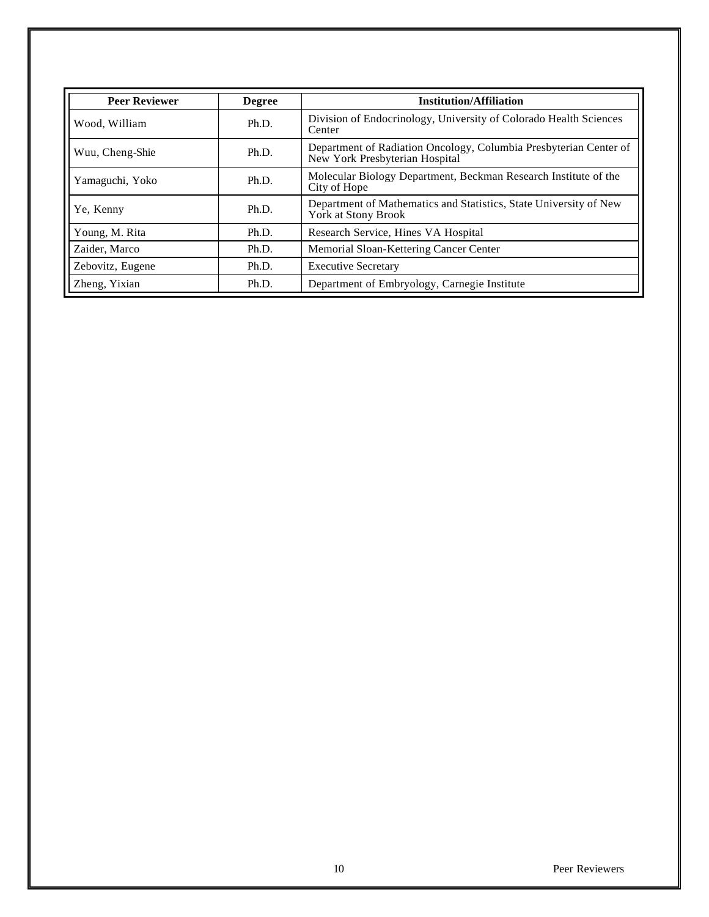| Peer Reviewer | Degree | Institution/Affiliation |
| --- | --- | --- |
| Wood, William | Ph.D. | Division of Endocrinology, University of Colorado Health Sciences Center |
| Wuu, Cheng-Shie | Ph.D. | Department of Radiation Oncology, Columbia Presbyterian Center of New York Presbyterian Hospital |
| Yamaguchi, Yoko | Ph.D. | Molecular Biology Department, Beckman Research Institute of the City of Hope |
| Ye, Kenny | Ph.D. | Department of Mathematics and Statistics, State University of New York at Stony Brook |
| Young, M. Rita | Ph.D. | Research Service, Hines VA Hospital |
| Zaider, Marco | Ph.D. | Memorial Sloan-Kettering Cancer Center |
| Zebovitz, Eugene | Ph.D. | Executive Secretary |
| Zheng, Yixian | Ph.D. | Department of Embryology, Carnegie Institute |